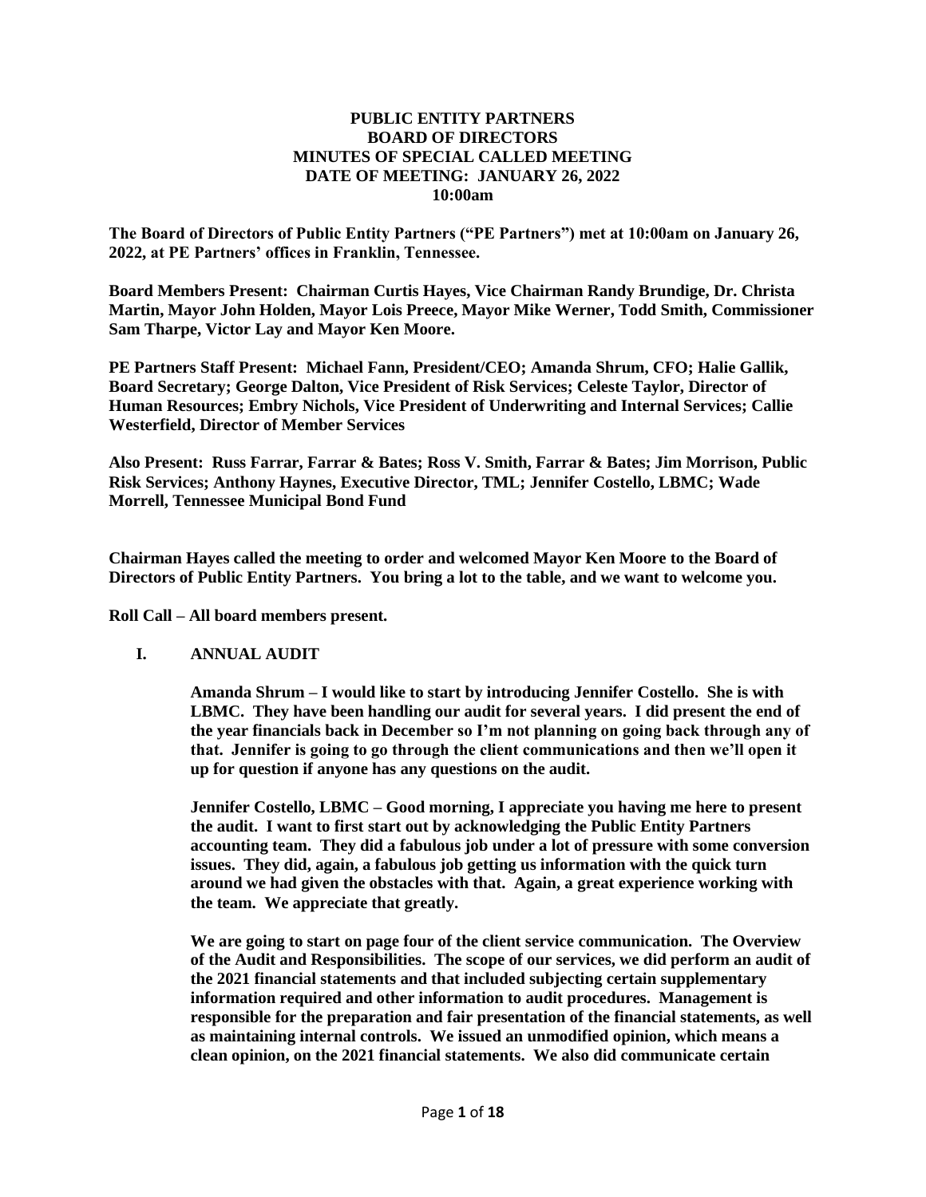# PUBLIC ENTITY PARTNERS
# BOARD OF DIRECTORS
## MINUTES OF SPECIAL CALLED MEETING
## DATE OF MEETING: JANUARY 26, 2022
## 10:00am

**The Board of Directors of Public Entity Partners ("PE Partners") met at 10:00am on January 26, 2022, at PE Partners' offices in Franklin, Tennessee.**

**Board Members Present: Chairman Curtis Hayes, Vice Chairman Randy Brundige, Dr. Christa Martin, Mayor John Holden, Mayor Lois Preece, Mayor Mike Werner, Todd Smith, Commissioner Sam Tharpe, Victor Lay and Mayor Ken Moore.**

**PE Partners Staff Present: Michael Fann, President/CEO; Amanda Shrum, CFO; Halie Gallik, Board Secretary; George Dalton, Vice President of Risk Services; Celeste Taylor, Director of Human Resources; Embry Nichols, Vice President of Underwriting and Internal Services; Callie Westerfield, Director of Member Services**

**Also Present: Russ Farrar, Farrar & Bates; Ross V. Smith, Farrar & Bates; Jim Morrison, Public Risk Services; Anthony Haynes, Executive Director, TML; Jennifer Costello, LBMC; Wade Morrell, Tennessee Municipal Bond Fund**

**Chairman Hayes called the meeting to order and welcomed Mayor Ken Moore to the Board of Directors of Public Entity Partners. You bring a lot to the table, and we want to welcome you.**

**Roll Call – All board members present.**

**I. ANNUAL AUDIT**

**Amanda Shrum – I would like to start by introducing Jennifer Costello. She is with LBMC. They have been handling our audit for several years. I did present the end of the year financials back in December so I'm not planning on going back through any of that. Jennifer is going to go through the client communications and then we'll open it up for question if anyone has any questions on the audit.**

**Jennifer Costello, LBMC – Good morning, I appreciate you having me here to present the audit. I want to first start out by acknowledging the Public Entity Partners accounting team. They did a fabulous job under a lot of pressure with some conversion issues. They did, again, a fabulous job getting us information with the quick turn around we had given the obstacles with that. Again, a great experience working with the team. We appreciate that greatly.**

**We are going to start on page four of the client service communication. The Overview of the Audit and Responsibilities. The scope of our services, we did perform an audit of the 2021 financial statements and that included subjecting certain supplementary information required and other information to audit procedures. Management is responsible for the preparation and fair presentation of the financial statements, as well as maintaining internal controls. We issued an unmodified opinion, which means a clean opinion, on the 2021 financial statements. We also did communicate certain**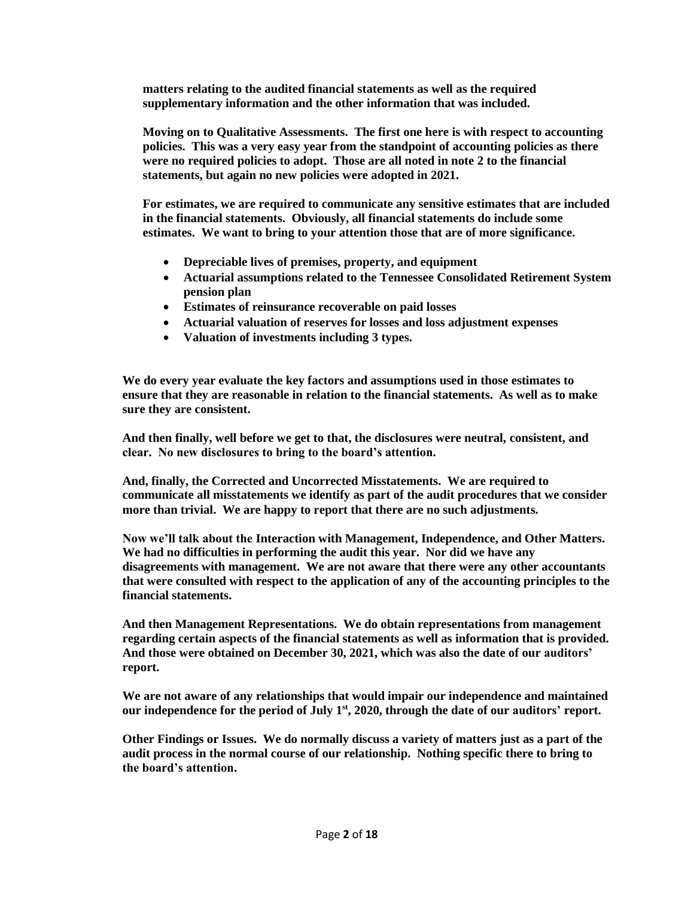**matters relating to the audited financial statements as well as the required supplementary information and the other information that was included.**

**Moving on to Qualitative Assessments. The first one here is with respect to accounting policies. This was a very easy year from the standpoint of accounting policies as there were no required policies to adopt. Those are all noted in note 2 to the financial statements, but again no new policies were adopted in 2021.**

**For estimates, we are required to communicate any sensitive estimates that are included in the financial statements. Obviously, all financial statements do include some estimates. We want to bring to your attention those that are of more significance.**

- **Depreciable lives of premises, property, and equipment**
- **Actuarial assumptions related to the Tennessee Consolidated Retirement System pension plan**
- **Estimates of reinsurance recoverable on paid losses**
- **Actuarial valuation of reserves for losses and loss adjustment expenses**
- **Valuation of investments including 3 types.**

**We do every year evaluate the key factors and assumptions used in those estimates to ensure that they are reasonable in relation to the financial statements. As well as to make sure they are consistent.**

**And then finally, well before we get to that, the disclosures were neutral, consistent, and clear. No new disclosures to bring to the board's attention.**

**And, finally, the Corrected and Uncorrected Misstatements. We are required to communicate all misstatements we identify as part of the audit procedures that we consider more than trivial. We are happy to report that there are no such adjustments.**

**Now we'll talk about the Interaction with Management, Independence, and Other Matters. We had no difficulties in performing the audit this year. Nor did we have any disagreements with management. We are not aware that there were any other accountants that were consulted with respect to the application of any of the accounting principles to the financial statements.**

**And then Management Representations. We do obtain representations from management regarding certain aspects of the financial statements as well as information that is provided. And those were obtained on December 30, 2021, which was also the date of our auditors' report.**

**We are not aware of any relationships that would impair our independence and maintained our independence for the period of July 1st, 2020, through the date of our auditors' report.**

**Other Findings or Issues. We do normally discuss a variety of matters just as a part of the audit process in the normal course of our relationship. Nothing specific there to bring to the board's attention.**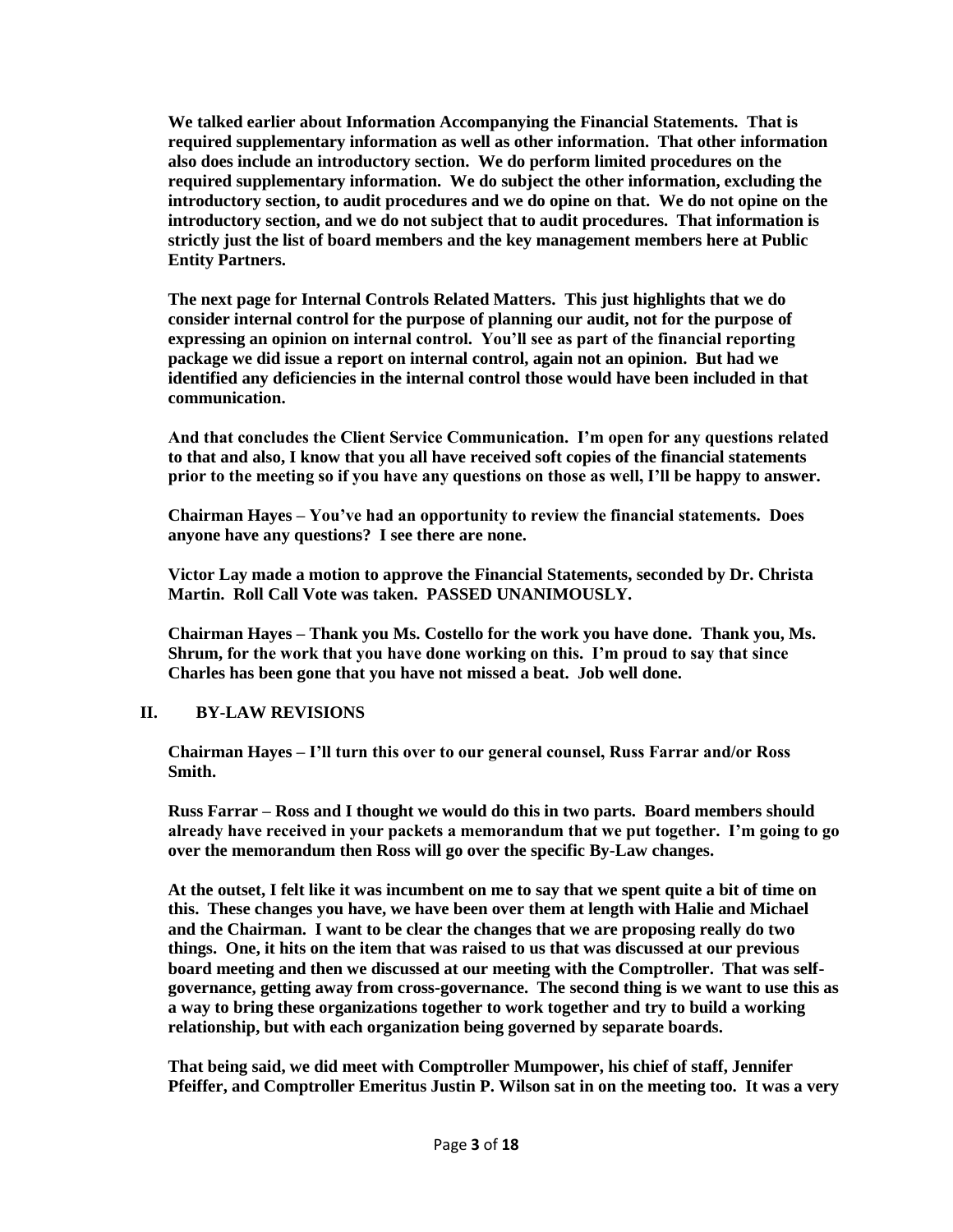**We talked earlier about Information Accompanying the Financial Statements. That is required supplementary information as well as other information. That other information also does include an introductory section. We do perform limited procedures on the required supplementary information. We do subject the other information, excluding the introductory section, to audit procedures and we do opine on that. We do not opine on the introductory section, and we do not subject that to audit procedures. That information is strictly just the list of board members and the key management members here at Public Entity Partners.**

**The next page for Internal Controls Related Matters. This just highlights that we do consider internal control for the purpose of planning our audit, not for the purpose of expressing an opinion on internal control. You'll see as part of the financial reporting package we did issue a report on internal control, again not an opinion. But had we identified any deficiencies in the internal control those would have been included in that communication.**

**And that concludes the Client Service Communication. I'm open for any questions related to that and also, I know that you all have received soft copies of the financial statements prior to the meeting so if you have any questions on those as well, I'll be happy to answer.**

**Chairman Hayes – You've had an opportunity to review the financial statements. Does anyone have any questions? I see there are none.**

**Victor Lay made a motion to approve the Financial Statements, seconded by Dr. Christa Martin. Roll Call Vote was taken. PASSED UNANIMOUSLY.**

**Chairman Hayes – Thank you Ms. Costello for the work you have done. Thank you, Ms. Shrum, for the work that you have done working on this. I'm proud to say that since Charles has been gone that you have not missed a beat. Job well done.**

## II. BY-LAW REVISIONS

**Chairman Hayes – I'll turn this over to our general counsel, Russ Farrar and/or Ross Smith.**

**Russ Farrar – Ross and I thought we would do this in two parts. Board members should already have received in your packets a memorandum that we put together. I'm going to go over the memorandum then Ross will go over the specific By-Law changes.**

**At the outset, I felt like it was incumbent on me to say that we spent quite a bit of time on this. These changes you have, we have been over them at length with Halie and Michael and the Chairman. I want to be clear the changes that we are proposing really do two things. One, it hits on the item that was raised to us that was discussed at our previous board meeting and then we discussed at our meeting with the Comptroller. That was self-governance, getting away from cross-governance. The second thing is we want to use this as a way to bring these organizations together to work together and try to build a working relationship, but with each organization being governed by separate boards.**

**That being said, we did meet with Comptroller Mumpower, his chief of staff, Jennifer Pfeiffer, and Comptroller Emeritus Justin P. Wilson sat in on the meeting too. It was a very**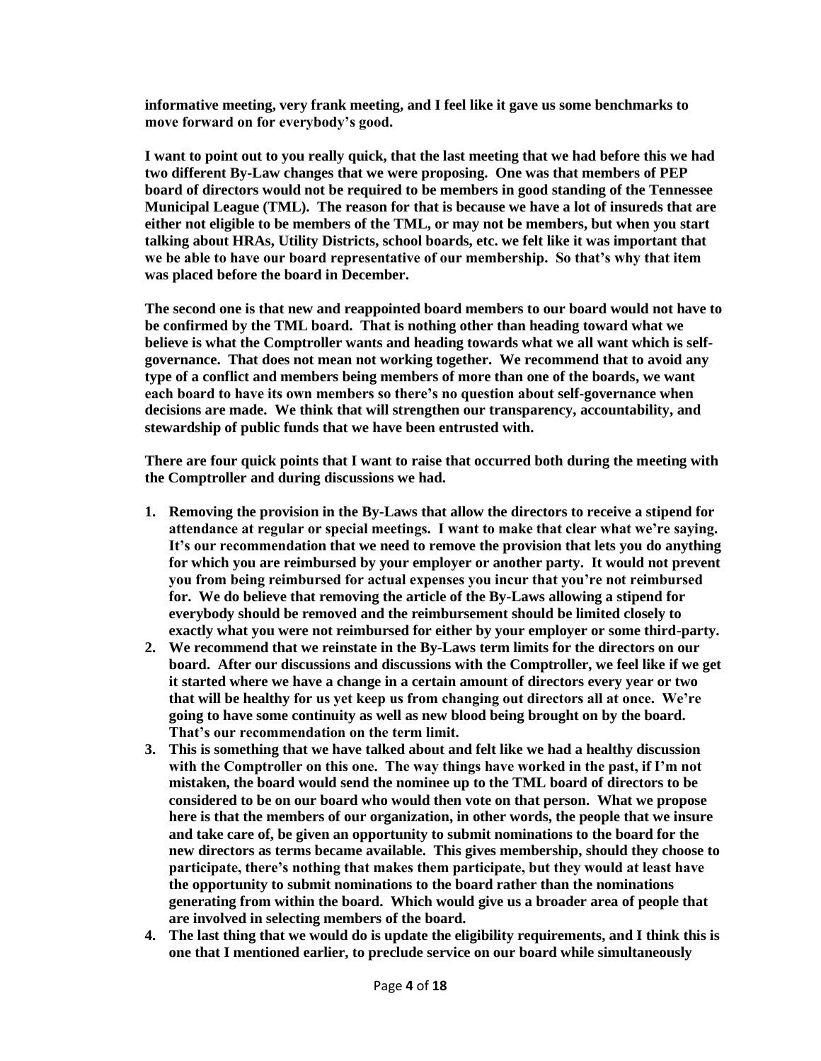**informative meeting, very frank meeting, and I feel like it gave us some benchmarks to move forward on for everybody's good.**

**I want to point out to you really quick, that the last meeting that we had before this we had two different By-Law changes that we were proposing. One was that members of PEP board of directors would not be required to be members in good standing of the Tennessee Municipal League (TML). The reason for that is because we have a lot of insureds that are either not eligible to be members of the TML, or may not be members, but when you start talking about HRAs, Utility Districts, school boards, etc. we felt like it was important that we be able to have our board representative of our membership. So that's why that item was placed before the board in December.**

**The second one is that new and reappointed board members to our board would not have to be confirmed by the TML board. That is nothing other than heading toward what we believe is what the Comptroller wants and heading towards what we all want which is self-governance. That does not mean not working together. We recommend that to avoid any type of a conflict and members being members of more than one of the boards, we want each board to have its own members so there's no question about self-governance when decisions are made. We think that will strengthen our transparency, accountability, and stewardship of public funds that we have been entrusted with.**

**There are four quick points that I want to raise that occurred both during the meeting with the Comptroller and during discussions we had.**

1. **Removing the provision in the By-Laws that allow the directors to receive a stipend for attendance at regular or special meetings. I want to make that clear what we're saying. It's our recommendation that we need to remove the provision that lets you do anything for which you are reimbursed by your employer or another party. It would not prevent you from being reimbursed for actual expenses you incur that you're not reimbursed for. We do believe that removing the article of the By-Laws allowing a stipend for everybody should be removed and the reimbursement should be limited closely to exactly what you were not reimbursed for either by your employer or some third-party.**
2. **We recommend that we reinstate in the By-Laws term limits for the directors on our board. After our discussions and discussions with the Comptroller, we feel like if we get it started where we have a change in a certain amount of directors every year or two that will be healthy for us yet keep us from changing out directors all at once. We're going to have some continuity as well as new blood being brought on by the board. That's our recommendation on the term limit.**
3. **This is something that we have talked about and felt like we had a healthy discussion with the Comptroller on this one. The way things have worked in the past, if I'm not mistaken, the board would send the nominee up to the TML board of directors to be considered to be on our board who would then vote on that person. What we propose here is that the members of our organization, in other words, the people that we insure and take care of, be given an opportunity to submit nominations to the board for the new directors as terms became available. This gives membership, should they choose to participate, there's nothing that makes them participate, but they would at least have the opportunity to submit nominations to the board rather than the nominations generating from within the board. Which would give us a broader area of people that are involved in selecting members of the board.**
4. **The last thing that we would do is update the eligibility requirements, and I think this is one that I mentioned earlier, to preclude service on our board while simultaneously**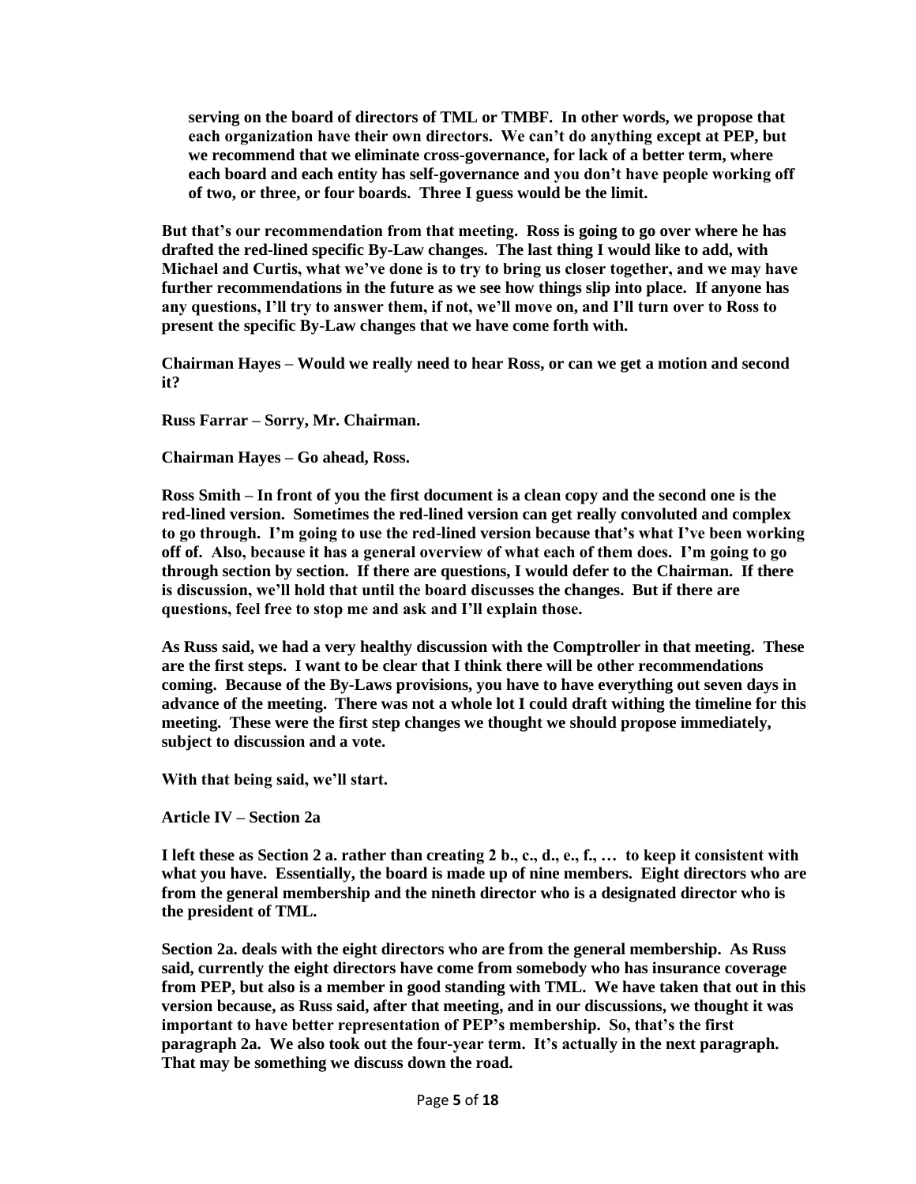**serving on the board of directors of TML or TMBF. In other words, we propose that each organization have their own directors. We can't do anything except at PEP, but we recommend that we eliminate cross-governance, for lack of a better term, where each board and each entity has self-governance and you don't have people working off of two, or three, or four boards. Three I guess would be the limit.**

**But that's our recommendation from that meeting. Ross is going to go over where he has drafted the red-lined specific By-Law changes. The last thing I would like to add, with Michael and Curtis, what we've done is to try to bring us closer together, and we may have further recommendations in the future as we see how things slip into place. If anyone has any questions, I'll try to answer them, if not, we'll move on, and I'll turn over to Ross to present the specific By-Law changes that we have come forth with.**

**Chairman Hayes – Would we really need to hear Ross, or can we get a motion and second it?**

**Russ Farrar – Sorry, Mr. Chairman.**

**Chairman Hayes – Go ahead, Ross.**

**Ross Smith – In front of you the first document is a clean copy and the second one is the red-lined version. Sometimes the red-lined version can get really convoluted and complex to go through. I'm going to use the red-lined version because that's what I've been working off of. Also, because it has a general overview of what each of them does. I'm going to go through section by section. If there are questions, I would defer to the Chairman. If there is discussion, we'll hold that until the board discusses the changes. But if there are questions, feel free to stop me and ask and I'll explain those.**

**As Russ said, we had a very healthy discussion with the Comptroller in that meeting. These are the first steps. I want to be clear that I think there will be other recommendations coming. Because of the By-Laws provisions, you have to have everything out seven days in advance of the meeting. There was not a whole lot I could draft withing the timeline for this meeting. These were the first step changes we thought we should propose immediately, subject to discussion and a vote.**

**With that being said, we'll start.**

**Article IV – Section 2a**

**I left these as Section 2 a. rather than creating 2 b., c., d., e., f., … to keep it consistent with what you have. Essentially, the board is made up of nine members. Eight directors who are from the general membership and the nineth director who is a designated director who is the president of TML.**

**Section 2a. deals with the eight directors who are from the general membership. As Russ said, currently the eight directors have come from somebody who has insurance coverage from PEP, but also is a member in good standing with TML. We have taken that out in this version because, as Russ said, after that meeting, and in our discussions, we thought it was important to have better representation of PEP's membership. So, that's the first paragraph 2a. We also took out the four-year term. It's actually in the next paragraph. That may be something we discuss down the road.**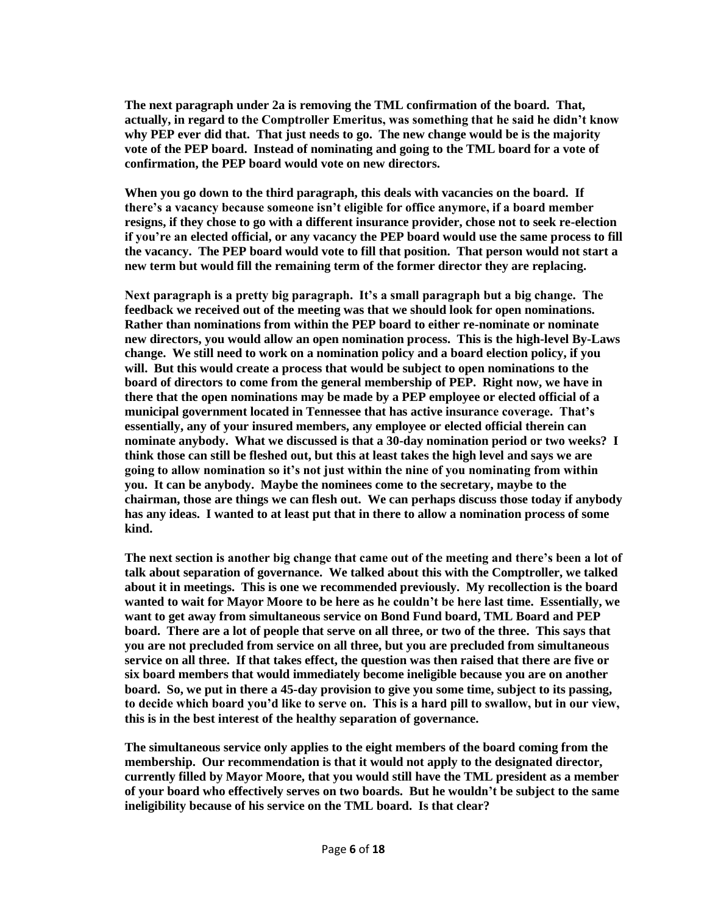**The next paragraph under 2a is removing the TML confirmation of the board. That, actually, in regard to the Comptroller Emeritus, was something that he said he didn't know why PEP ever did that. That just needs to go. The new change would be is the majority vote of the PEP board. Instead of nominating and going to the TML board for a vote of confirmation, the PEP board would vote on new directors.**

**When you go down to the third paragraph, this deals with vacancies on the board. If there's a vacancy because someone isn't eligible for office anymore, if a board member resigns, if they chose to go with a different insurance provider, chose not to seek re-election if you're an elected official, or any vacancy the PEP board would use the same process to fill the vacancy. The PEP board would vote to fill that position. That person would not start a new term but would fill the remaining term of the former director they are replacing.**

**Next paragraph is a pretty big paragraph. It's a small paragraph but a big change. The feedback we received out of the meeting was that we should look for open nominations. Rather than nominations from within the PEP board to either re-nominate or nominate new directors, you would allow an open nomination process. This is the high-level By-Laws change. We still need to work on a nomination policy and a board election policy, if you will. But this would create a process that would be subject to open nominations to the board of directors to come from the general membership of PEP. Right now, we have in there that the open nominations may be made by a PEP employee or elected official of a municipal government located in Tennessee that has active insurance coverage. That's essentially, any of your insured members, any employee or elected official therein can nominate anybody. What we discussed is that a 30-day nomination period or two weeks? I think those can still be fleshed out, but this at least takes the high level and says we are going to allow nomination so it's not just within the nine of you nominating from within you. It can be anybody. Maybe the nominees come to the secretary, maybe to the chairman, those are things we can flesh out. We can perhaps discuss those today if anybody has any ideas. I wanted to at least put that in there to allow a nomination process of some kind.**

**The next section is another big change that came out of the meeting and there's been a lot of talk about separation of governance. We talked about this with the Comptroller, we talked about it in meetings. This is one we recommended previously. My recollection is the board wanted to wait for Mayor Moore to be here as he couldn't be here last time. Essentially, we want to get away from simultaneous service on Bond Fund board, TML Board and PEP board. There are a lot of people that serve on all three, or two of the three. This says that you are not precluded from service on all three, but you are precluded from simultaneous service on all three. If that takes effect, the question was then raised that there are five or six board members that would immediately become ineligible because you are on another board. So, we put in there a 45-day provision to give you some time, subject to its passing, to decide which board you'd like to serve on. This is a hard pill to swallow, but in our view, this is in the best interest of the healthy separation of governance.**

**The simultaneous service only applies to the eight members of the board coming from the membership. Our recommendation is that it would not apply to the designated director, currently filled by Mayor Moore, that you would still have the TML president as a member of your board who effectively serves on two boards. But he wouldn't be subject to the same ineligibility because of his service on the TML board. Is that clear?**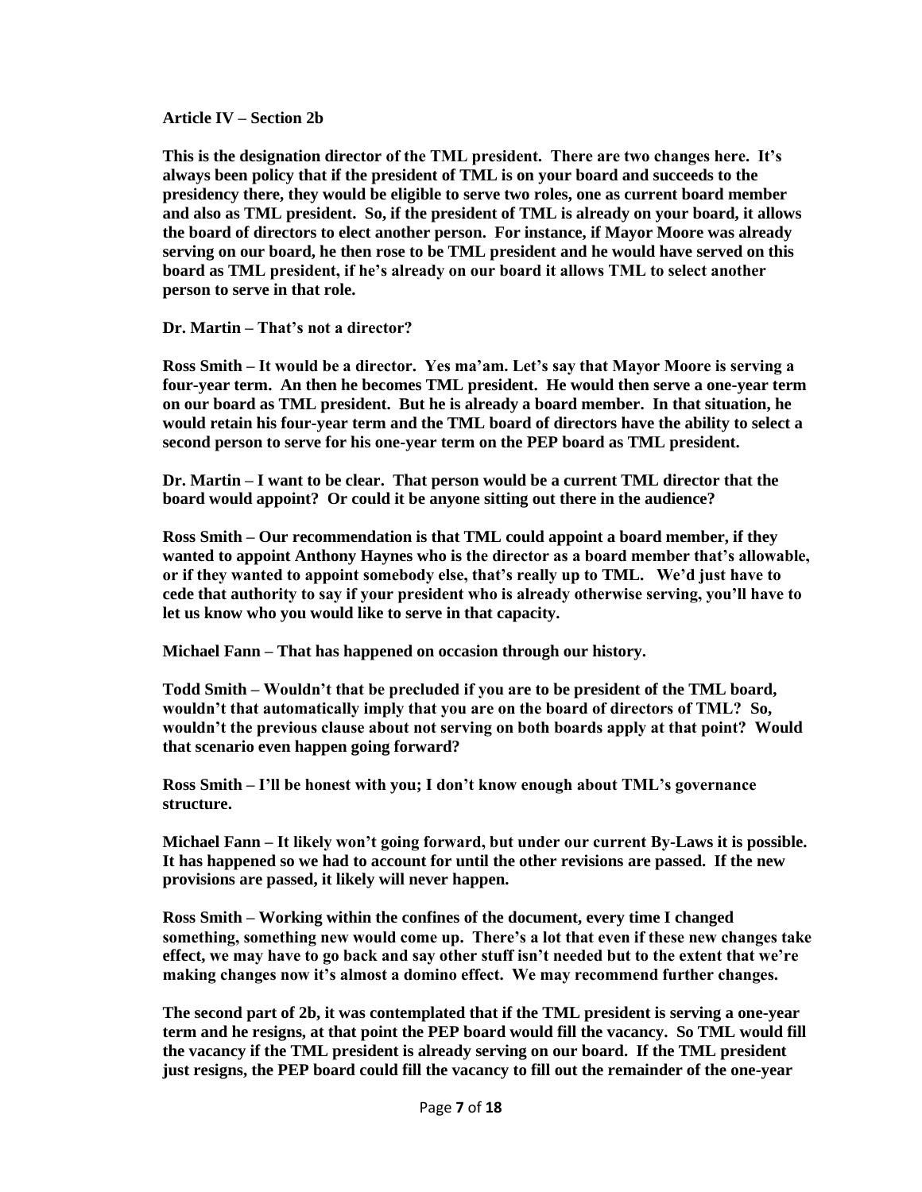**Article IV – Section 2b**

**This is the designation director of the TML president. There are two changes here. It's always been policy that if the president of TML is on your board and succeeds to the presidency there, they would be eligible to serve two roles, one as current board member and also as TML president. So, if the president of TML is already on your board, it allows the board of directors to elect another person. For instance, if Mayor Moore was already serving on our board, he then rose to be TML president and he would have served on this board as TML president, if he's already on our board it allows TML to select another person to serve in that role.**

**Dr. Martin – That's not a director?**

**Ross Smith – It would be a director. Yes ma'am. Let's say that Mayor Moore is serving a four-year term. An then he becomes TML president. He would then serve a one-year term on our board as TML president. But he is already a board member. In that situation, he would retain his four-year term and the TML board of directors have the ability to select a second person to serve for his one-year term on the PEP board as TML president.**

**Dr. Martin – I want to be clear. That person would be a current TML director that the board would appoint? Or could it be anyone sitting out there in the audience?**

**Ross Smith – Our recommendation is that TML could appoint a board member, if they wanted to appoint Anthony Haynes who is the director as a board member that's allowable, or if they wanted to appoint somebody else, that's really up to TML. We'd just have to cede that authority to say if your president who is already otherwise serving, you'll have to let us know who you would like to serve in that capacity.**

**Michael Fann – That has happened on occasion through our history.**

**Todd Smith – Wouldn't that be precluded if you are to be president of the TML board, wouldn't that automatically imply that you are on the board of directors of TML? So, wouldn't the previous clause about not serving on both boards apply at that point? Would that scenario even happen going forward?**

**Ross Smith – I'll be honest with you; I don't know enough about TML's governance structure.**

**Michael Fann – It likely won't going forward, but under our current By-Laws it is possible. It has happened so we had to account for until the other revisions are passed. If the new provisions are passed, it likely will never happen.**

**Ross Smith – Working within the confines of the document, every time I changed something, something new would come up. There's a lot that even if these new changes take effect, we may have to go back and say other stuff isn't needed but to the extent that we're making changes now it's almost a domino effect. We may recommend further changes.**

**The second part of 2b, it was contemplated that if the TML president is serving a one-year term and he resigns, at that point the PEP board would fill the vacancy. So TML would fill the vacancy if the TML president is already serving on our board. If the TML president just resigns, the PEP board could fill the vacancy to fill out the remainder of the one-year**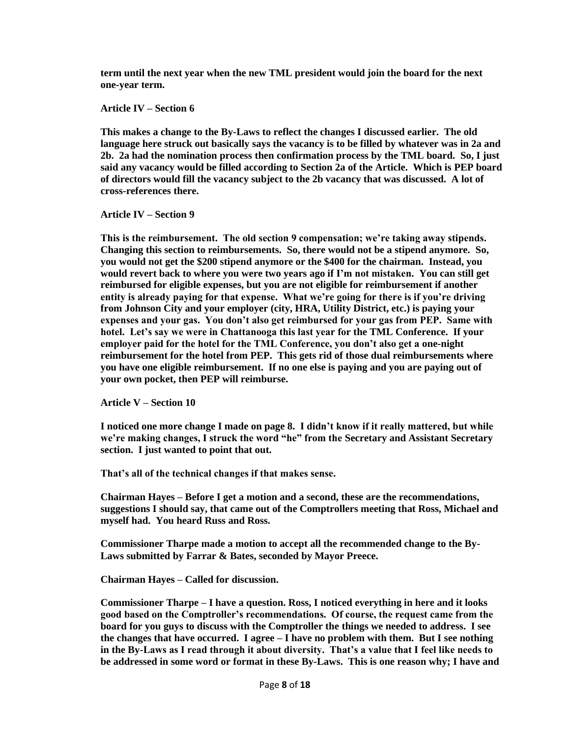**term until the next year when the new TML president would join the board for the next one-year term.**

**Article IV – Section 6**

**This makes a change to the By-Laws to reflect the changes I discussed earlier. The old language here struck out basically says the vacancy is to be filled by whatever was in 2a and 2b. 2a had the nomination process then confirmation process by the TML board. So, I just said any vacancy would be filled according to Section 2a of the Article. Which is PEP board of directors would fill the vacancy subject to the 2b vacancy that was discussed. A lot of cross-references there.**

**Article IV – Section 9**

**This is the reimbursement. The old section 9 compensation; we're taking away stipends. Changing this section to reimbursements. So, there would not be a stipend anymore. So, you would not get the $200 stipend anymore or the $400 for the chairman. Instead, you would revert back to where you were two years ago if I'm not mistaken. You can still get reimbursed for eligible expenses, but you are not eligible for reimbursement if another entity is already paying for that expense. What we're going for there is if you're driving from Johnson City and your employer (city, HRA, Utility District, etc.) is paying your expenses and your gas. You don't also get reimbursed for your gas from PEP. Same with hotel. Let's say we were in Chattanooga this last year for the TML Conference. If your employer paid for the hotel for the TML Conference, you don't also get a one-night reimbursement for the hotel from PEP. This gets rid of those dual reimbursements where you have one eligible reimbursement. If no one else is paying and you are paying out of your own pocket, then PEP will reimburse.**

**Article V – Section 10**

**I noticed one more change I made on page 8. I didn't know if it really mattered, but while we're making changes, I struck the word "he" from the Secretary and Assistant Secretary section. I just wanted to point that out.**

**That's all of the technical changes if that makes sense.**

**Chairman Hayes – Before I get a motion and a second, these are the recommendations, suggestions I should say, that came out of the Comptrollers meeting that Ross, Michael and myself had. You heard Russ and Ross.**

**Commissioner Tharpe made a motion to accept all the recommended change to the By-Laws submitted by Farrar & Bates, seconded by Mayor Preece.**

**Chairman Hayes – Called for discussion.**

**Commissioner Tharpe – I have a question. Ross, I noticed everything in here and it looks good based on the Comptroller's recommendations. Of course, the request came from the board for you guys to discuss with the Comptroller the things we needed to address. I see the changes that have occurred. I agree – I have no problem with them. But I see nothing in the By-Laws as I read through it about diversity. That's a value that I feel like needs to be addressed in some word or format in these By-Laws. This is one reason why; I have and**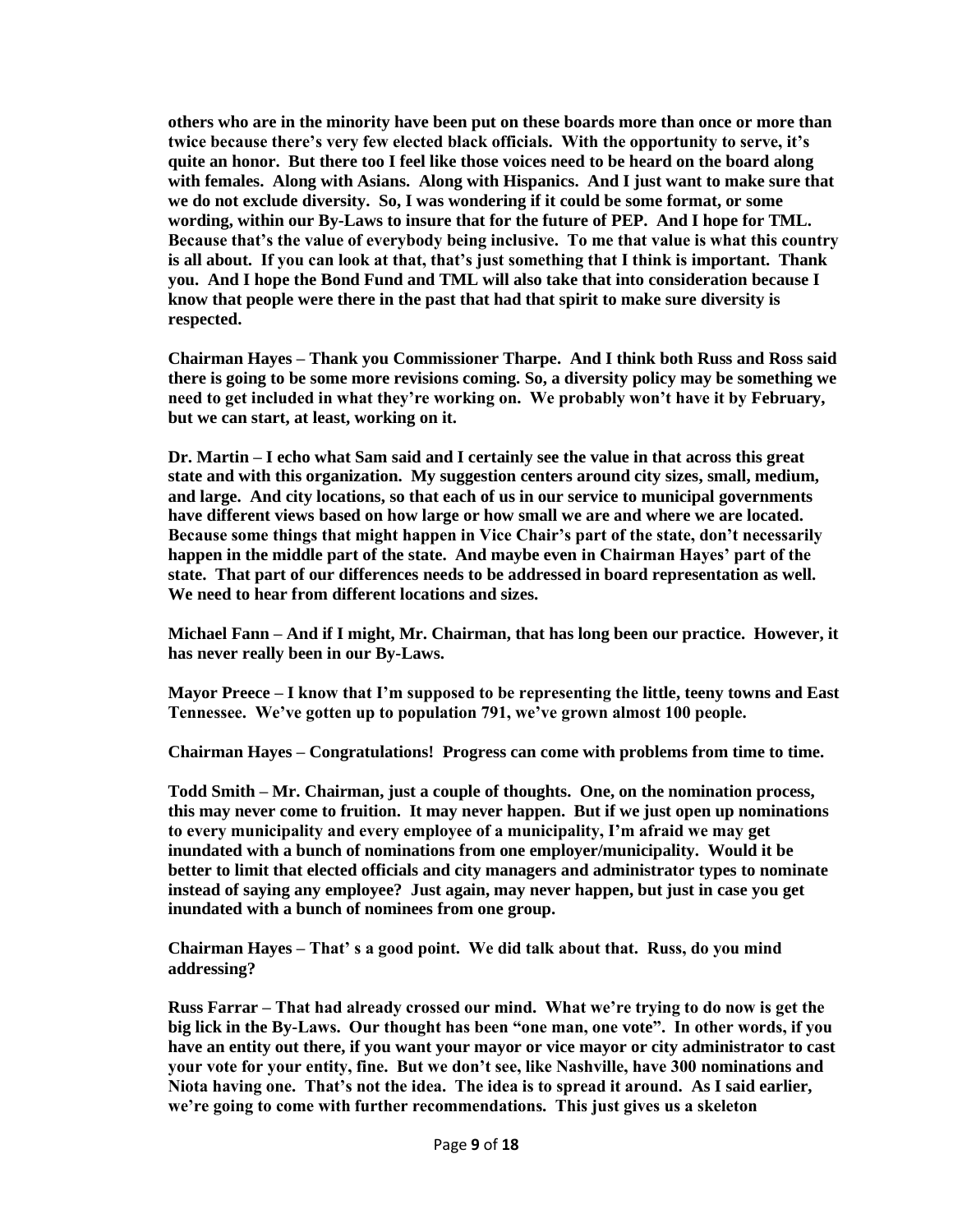**others who are in the minority have been put on these boards more than once or more than twice because there's very few elected black officials. With the opportunity to serve, it's quite an honor. But there too I feel like those voices need to be heard on the board along with females. Along with Asians. Along with Hispanics. And I just want to make sure that we do not exclude diversity. So, I was wondering if it could be some format, or some wording, within our By-Laws to insure that for the future of PEP. And I hope for TML. Because that's the value of everybody being inclusive. To me that value is what this country is all about. If you can look at that, that's just something that I think is important. Thank you. And I hope the Bond Fund and TML will also take that into consideration because I know that people were there in the past that had that spirit to make sure diversity is respected.**

**Chairman Hayes – Thank you Commissioner Tharpe. And I think both Russ and Ross said there is going to be some more revisions coming. So, a diversity policy may be something we need to get included in what they're working on. We probably won't have it by February, but we can start, at least, working on it.**

**Dr. Martin – I echo what Sam said and I certainly see the value in that across this great state and with this organization. My suggestion centers around city sizes, small, medium, and large. And city locations, so that each of us in our service to municipal governments have different views based on how large or how small we are and where we are located. Because some things that might happen in Vice Chair's part of the state, don't necessarily happen in the middle part of the state. And maybe even in Chairman Hayes' part of the state. That part of our differences needs to be addressed in board representation as well. We need to hear from different locations and sizes.**

**Michael Fann – And if I might, Mr. Chairman, that has long been our practice. However, it has never really been in our By-Laws.**

**Mayor Preece – I know that I'm supposed to be representing the little, teeny towns and East Tennessee. We've gotten up to population 791, we've grown almost 100 people.**

**Chairman Hayes – Congratulations! Progress can come with problems from time to time.**

**Todd Smith – Mr. Chairman, just a couple of thoughts. One, on the nomination process, this may never come to fruition. It may never happen. But if we just open up nominations to every municipality and every employee of a municipality, I'm afraid we may get inundated with a bunch of nominations from one employer/municipality. Would it be better to limit that elected officials and city managers and administrator types to nominate instead of saying any employee? Just again, may never happen, but just in case you get inundated with a bunch of nominees from one group.**

**Chairman Hayes – That' s a good point. We did talk about that. Russ, do you mind addressing?**

**Russ Farrar – That had already crossed our mind. What we're trying to do now is get the big lick in the By-Laws. Our thought has been "one man, one vote". In other words, if you have an entity out there, if you want your mayor or vice mayor or city administrator to cast your vote for your entity, fine. But we don't see, like Nashville, have 300 nominations and Niota having one. That's not the idea. The idea is to spread it around. As I said earlier, we're going to come with further recommendations. This just gives us a skeleton**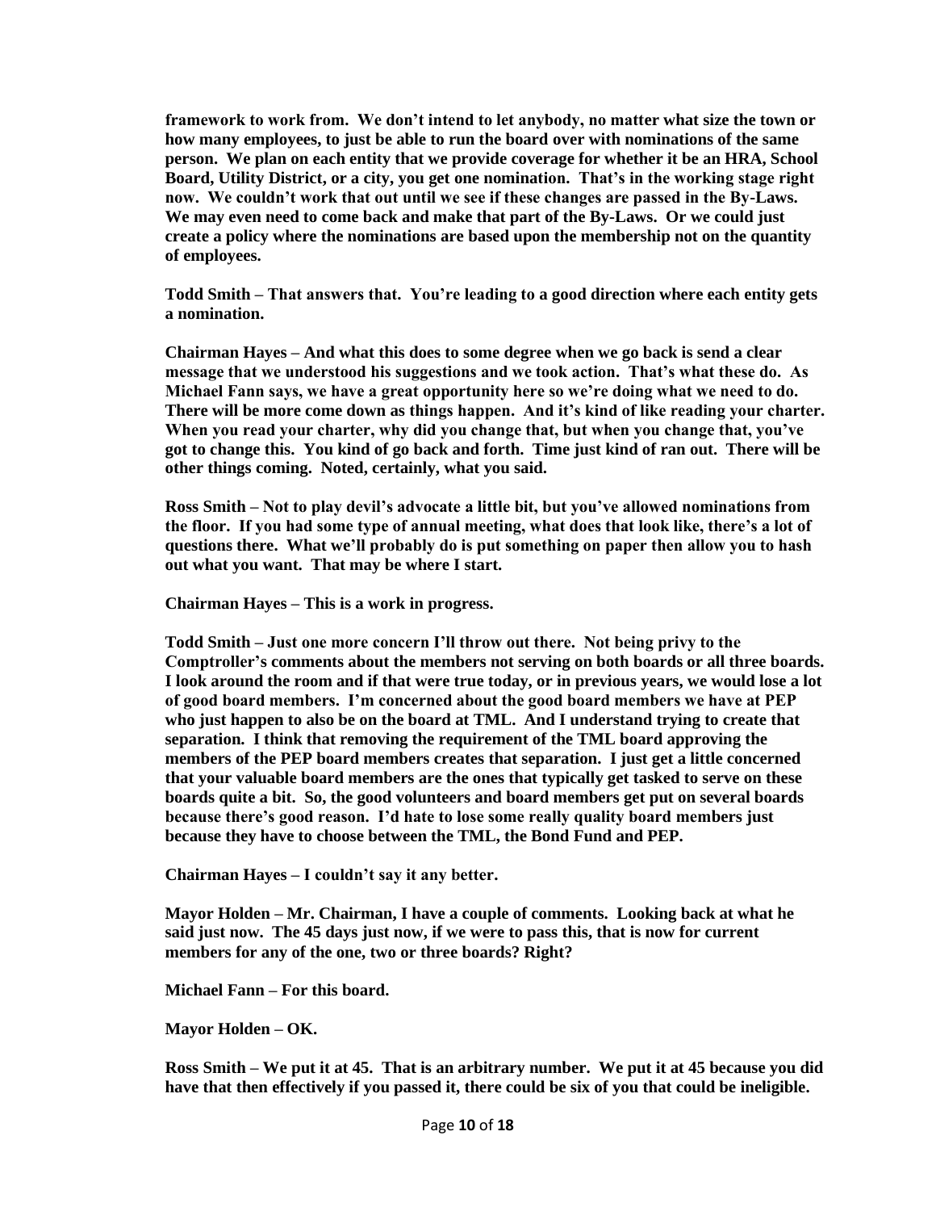**framework to work from. We don't intend to let anybody, no matter what size the town or how many employees, to just be able to run the board over with nominations of the same person. We plan on each entity that we provide coverage for whether it be an HRA, School Board, Utility District, or a city, you get one nomination. That's in the working stage right now. We couldn't work that out until we see if these changes are passed in the By-Laws. We may even need to come back and make that part of the By-Laws. Or we could just create a policy where the nominations are based upon the membership not on the quantity of employees.**

**Todd Smith – That answers that. You're leading to a good direction where each entity gets a nomination.**

**Chairman Hayes – And what this does to some degree when we go back is send a clear message that we understood his suggestions and we took action. That's what these do. As Michael Fann says, we have a great opportunity here so we're doing what we need to do. There will be more come down as things happen. And it's kind of like reading your charter. When you read your charter, why did you change that, but when you change that, you've got to change this. You kind of go back and forth. Time just kind of ran out. There will be other things coming. Noted, certainly, what you said.**

**Ross Smith – Not to play devil's advocate a little bit, but you've allowed nominations from the floor. If you had some type of annual meeting, what does that look like, there's a lot of questions there. What we'll probably do is put something on paper then allow you to hash out what you want. That may be where I start.**

**Chairman Hayes – This is a work in progress.**

**Todd Smith – Just one more concern I'll throw out there. Not being privy to the Comptroller's comments about the members not serving on both boards or all three boards. I look around the room and if that were true today, or in previous years, we would lose a lot of good board members. I'm concerned about the good board members we have at PEP who just happen to also be on the board at TML. And I understand trying to create that separation. I think that removing the requirement of the TML board approving the members of the PEP board members creates that separation. I just get a little concerned that your valuable board members are the ones that typically get tasked to serve on these boards quite a bit. So, the good volunteers and board members get put on several boards because there's good reason. I'd hate to lose some really quality board members just because they have to choose between the TML, the Bond Fund and PEP.**

**Chairman Hayes – I couldn't say it any better.**

**Mayor Holden – Mr. Chairman, I have a couple of comments. Looking back at what he said just now. The 45 days just now, if we were to pass this, that is now for current members for any of the one, two or three boards? Right?**

**Michael Fann – For this board.**

**Mayor Holden – OK.**

**Ross Smith – We put it at 45. That is an arbitrary number. We put it at 45 because you did have that then effectively if you passed it, there could be six of you that could be ineligible.**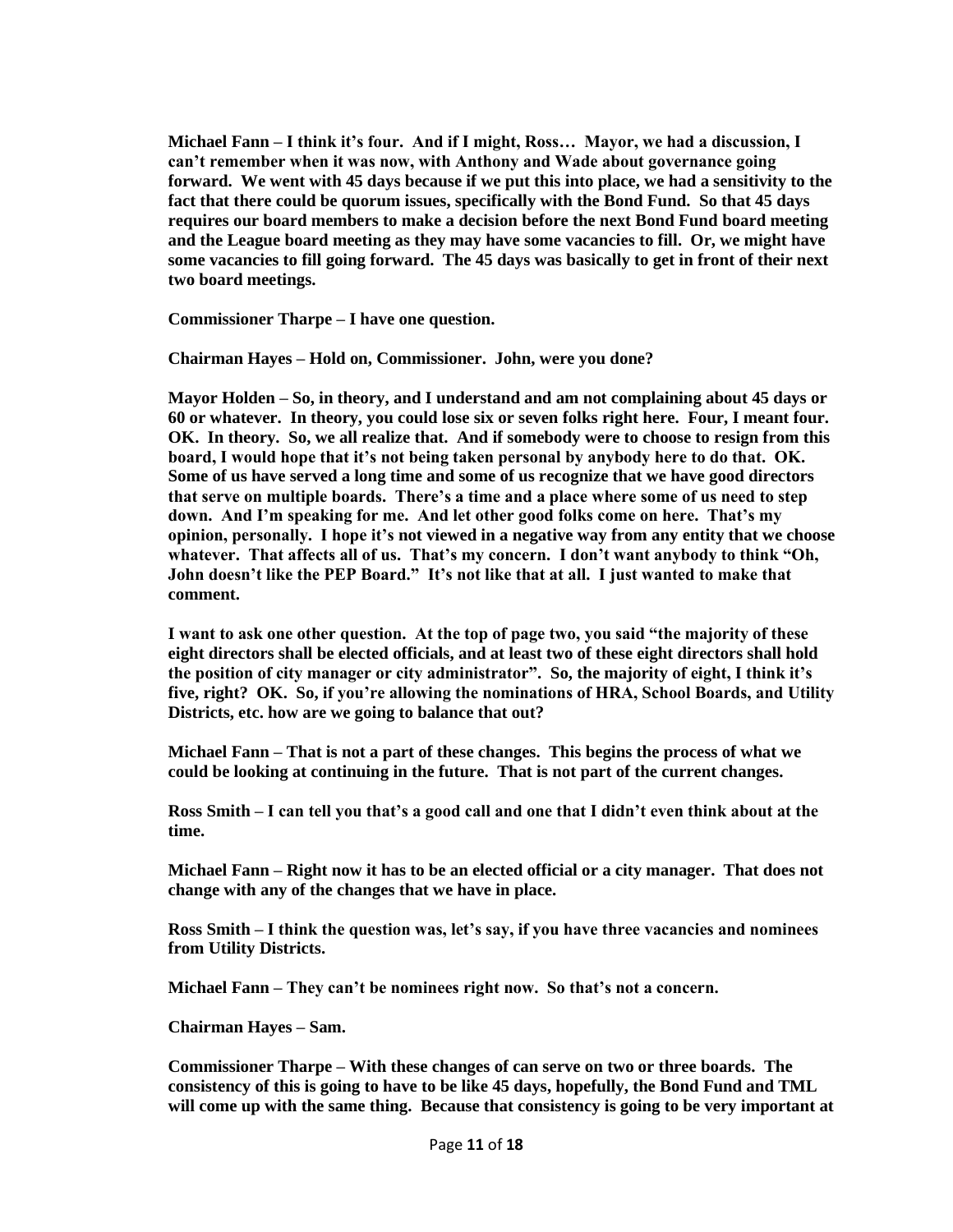**Michael Fann – I think it's four. And if I might, Ross… Mayor, we had a discussion, I can't remember when it was now, with Anthony and Wade about governance going forward. We went with 45 days because if we put this into place, we had a sensitivity to the fact that there could be quorum issues, specifically with the Bond Fund. So that 45 days requires our board members to make a decision before the next Bond Fund board meeting and the League board meeting as they may have some vacancies to fill. Or, we might have some vacancies to fill going forward. The 45 days was basically to get in front of their next two board meetings.**

**Commissioner Tharpe – I have one question.**

**Chairman Hayes – Hold on, Commissioner. John, were you done?**

**Mayor Holden – So, in theory, and I understand and am not complaining about 45 days or 60 or whatever. In theory, you could lose six or seven folks right here. Four, I meant four. OK. In theory. So, we all realize that. And if somebody were to choose to resign from this board, I would hope that it's not being taken personal by anybody here to do that. OK. Some of us have served a long time and some of us recognize that we have good directors that serve on multiple boards. There's a time and a place where some of us need to step down. And I'm speaking for me. And let other good folks come on here. That's my opinion, personally. I hope it's not viewed in a negative way from any entity that we choose whatever. That affects all of us. That's my concern. I don't want anybody to think "Oh, John doesn't like the PEP Board." It's not like that at all. I just wanted to make that comment.**

**I want to ask one other question. At the top of page two, you said "the majority of these eight directors shall be elected officials, and at least two of these eight directors shall hold the position of city manager or city administrator". So, the majority of eight, I think it's five, right? OK. So, if you're allowing the nominations of HRA, School Boards, and Utility Districts, etc. how are we going to balance that out?**

**Michael Fann – That is not a part of these changes. This begins the process of what we could be looking at continuing in the future. That is not part of the current changes.**

**Ross Smith – I can tell you that's a good call and one that I didn't even think about at the time.**

**Michael Fann – Right now it has to be an elected official or a city manager. That does not change with any of the changes that we have in place.**

**Ross Smith – I think the question was, let's say, if you have three vacancies and nominees from Utility Districts.**

**Michael Fann – They can't be nominees right now. So that's not a concern.**

**Chairman Hayes – Sam.**

**Commissioner Tharpe – With these changes of can serve on two or three boards. The consistency of this is going to have to be like 45 days, hopefully, the Bond Fund and TML will come up with the same thing. Because that consistency is going to be very important at**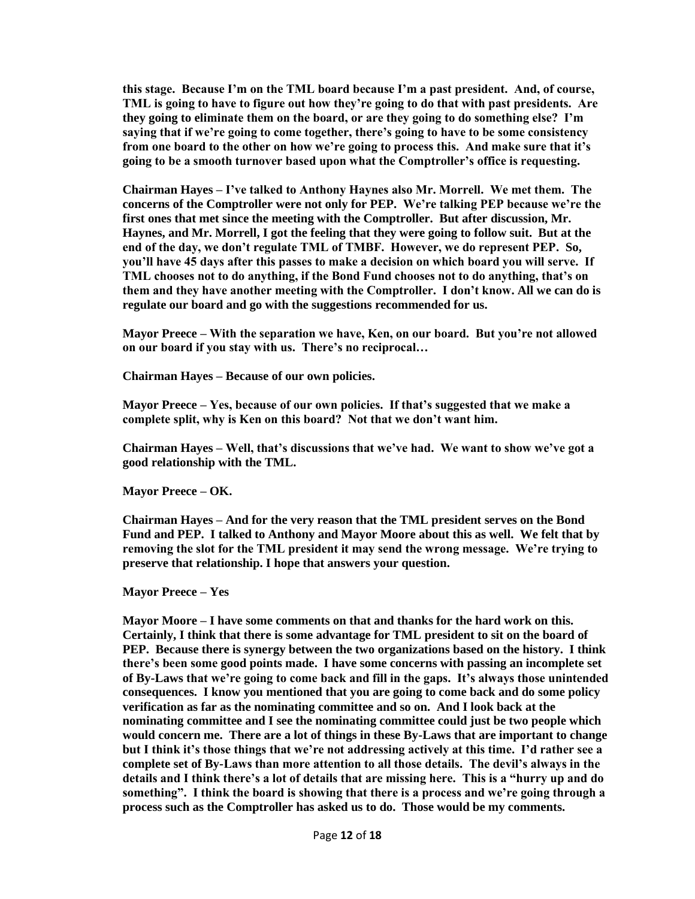**this stage. Because I'm on the TML board because I'm a past president. And, of course, TML is going to have to figure out how they're going to do that with past presidents. Are they going to eliminate them on the board, or are they going to do something else? I'm saying that if we're going to come together, there's going to have to be some consistency from one board to the other on how we're going to process this. And make sure that it's going to be a smooth turnover based upon what the Comptroller's office is requesting.**

**Chairman Hayes – I've talked to Anthony Haynes also Mr. Morrell. We met them. The concerns of the Comptroller were not only for PEP. We're talking PEP because we're the first ones that met since the meeting with the Comptroller. But after discussion, Mr. Haynes, and Mr. Morrell, I got the feeling that they were going to follow suit. But at the end of the day, we don't regulate TML of TMBF. However, we do represent PEP. So, you'll have 45 days after this passes to make a decision on which board you will serve. If TML chooses not to do anything, if the Bond Fund chooses not to do anything, that's on them and they have another meeting with the Comptroller. I don't know. All we can do is regulate our board and go with the suggestions recommended for us.**

**Mayor Preece – With the separation we have, Ken, on our board. But you're not allowed on our board if you stay with us. There's no reciprocal…**

**Chairman Hayes – Because of our own policies.**

**Mayor Preece – Yes, because of our own policies. If that's suggested that we make a complete split, why is Ken on this board? Not that we don't want him.**

**Chairman Hayes – Well, that's discussions that we've had. We want to show we've got a good relationship with the TML.**

**Mayor Preece – OK.**

**Chairman Hayes – And for the very reason that the TML president serves on the Bond Fund and PEP. I talked to Anthony and Mayor Moore about this as well. We felt that by removing the slot for the TML president it may send the wrong message. We're trying to preserve that relationship. I hope that answers your question.**

**Mayor Preece – Yes**

**Mayor Moore – I have some comments on that and thanks for the hard work on this. Certainly, I think that there is some advantage for TML president to sit on the board of PEP. Because there is synergy between the two organizations based on the history. I think there's been some good points made. I have some concerns with passing an incomplete set of By-Laws that we're going to come back and fill in the gaps. It's always those unintended consequences. I know you mentioned that you are going to come back and do some policy verification as far as the nominating committee and so on. And I look back at the nominating committee and I see the nominating committee could just be two people which would concern me. There are a lot of things in these By-Laws that are important to change but I think it's those things that we're not addressing actively at this time. I'd rather see a complete set of By-Laws than more attention to all those details. The devil's always in the details and I think there's a lot of details that are missing here. This is a "hurry up and do something". I think the board is showing that there is a process and we're going through a process such as the Comptroller has asked us to do. Those would be my comments.**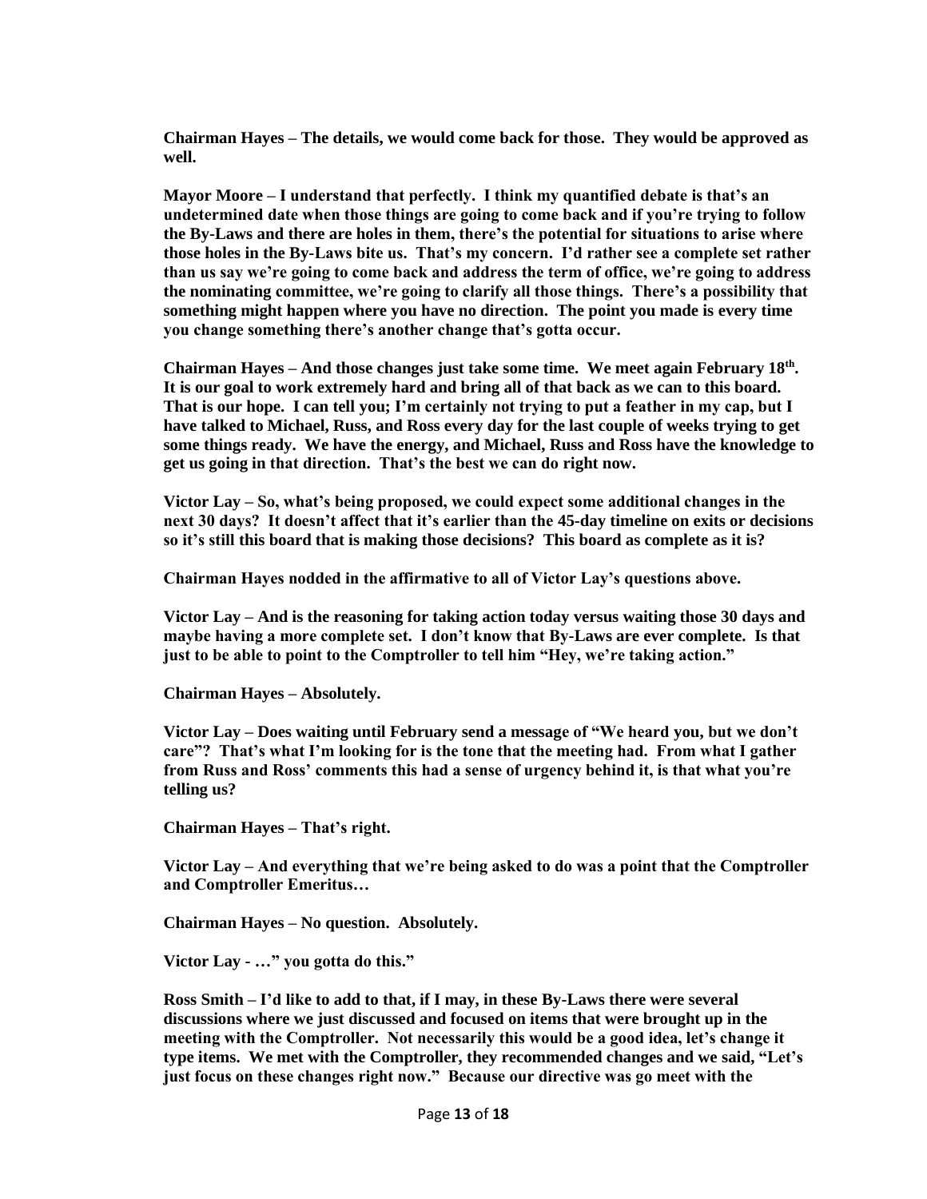**Chairman Hayes – The details, we would come back for those. They would be approved as well.**

**Mayor Moore – I understand that perfectly. I think my quantified debate is that's an undetermined date when those things are going to come back and if you're trying to follow the By-Laws and there are holes in them, there's the potential for situations to arise where those holes in the By-Laws bite us. That's my concern. I'd rather see a complete set rather than us say we're going to come back and address the term of office, we're going to address the nominating committee, we're going to clarify all those things. There's a possibility that something might happen where you have no direction. The point you made is every time you change something there's another change that's gotta occur.**

**Chairman Hayes – And those changes just take some time. We meet again February 18th. It is our goal to work extremely hard and bring all of that back as we can to this board. That is our hope. I can tell you; I'm certainly not trying to put a feather in my cap, but I have talked to Michael, Russ, and Ross every day for the last couple of weeks trying to get some things ready. We have the energy, and Michael, Russ and Ross have the knowledge to get us going in that direction. That's the best we can do right now.**

**Victor Lay – So, what's being proposed, we could expect some additional changes in the next 30 days? It doesn't affect that it's earlier than the 45-day timeline on exits or decisions so it's still this board that is making those decisions? This board as complete as it is?**

**Chairman Hayes nodded in the affirmative to all of Victor Lay's questions above.**

**Victor Lay – And is the reasoning for taking action today versus waiting those 30 days and maybe having a more complete set. I don't know that By-Laws are ever complete. Is that just to be able to point to the Comptroller to tell him "Hey, we're taking action."**

**Chairman Hayes – Absolutely.**

**Victor Lay – Does waiting until February send a message of "We heard you, but we don't care"? That's what I'm looking for is the tone that the meeting had. From what I gather from Russ and Ross' comments this had a sense of urgency behind it, is that what you're telling us?**

**Chairman Hayes – That's right.**

**Victor Lay – And everything that we're being asked to do was a point that the Comptroller and Comptroller Emeritus…**

**Chairman Hayes – No question. Absolutely.**

**Victor Lay - …" you gotta do this."**

**Ross Smith – I'd like to add to that, if I may, in these By-Laws there were several discussions where we just discussed and focused on items that were brought up in the meeting with the Comptroller. Not necessarily this would be a good idea, let's change it type items. We met with the Comptroller, they recommended changes and we said, "Let's just focus on these changes right now." Because our directive was go meet with the**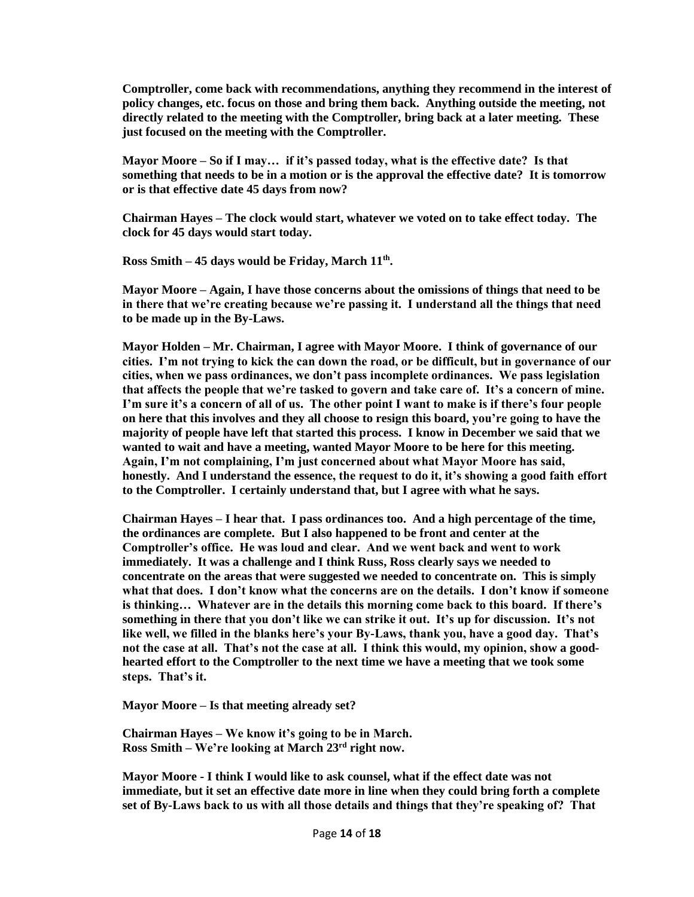**Comptroller, come back with recommendations, anything they recommend in the interest of policy changes, etc. focus on those and bring them back. Anything outside the meeting, not directly related to the meeting with the Comptroller, bring back at a later meeting. These just focused on the meeting with the Comptroller.**

**Mayor Moore – So if I may… if it's passed today, what is the effective date? Is that something that needs to be in a motion or is the approval the effective date? It is tomorrow or is that effective date 45 days from now?**

**Chairman Hayes – The clock would start, whatever we voted on to take effect today. The clock for 45 days would start today.**

**Ross Smith – 45 days would be Friday, March 11th.**

**Mayor Moore – Again, I have those concerns about the omissions of things that need to be in there that we're creating because we're passing it. I understand all the things that need to be made up in the By-Laws.**

**Mayor Holden – Mr. Chairman, I agree with Mayor Moore. I think of governance of our cities. I'm not trying to kick the can down the road, or be difficult, but in governance of our cities, when we pass ordinances, we don't pass incomplete ordinances. We pass legislation that affects the people that we're tasked to govern and take care of. It's a concern of mine. I'm sure it's a concern of all of us. The other point I want to make is if there's four people on here that this involves and they all choose to resign this board, you're going to have the majority of people have left that started this process. I know in December we said that we wanted to wait and have a meeting, wanted Mayor Moore to be here for this meeting. Again, I'm not complaining, I'm just concerned about what Mayor Moore has said, honestly. And I understand the essence, the request to do it, it's showing a good faith effort to the Comptroller. I certainly understand that, but I agree with what he says.**

**Chairman Hayes – I hear that. I pass ordinances too. And a high percentage of the time, the ordinances are complete. But I also happened to be front and center at the Comptroller's office. He was loud and clear. And we went back and went to work immediately. It was a challenge and I think Russ, Ross clearly says we needed to concentrate on the areas that were suggested we needed to concentrate on. This is simply what that does. I don't know what the concerns are on the details. I don't know if someone is thinking… Whatever are in the details this morning come back to this board. If there's something in there that you don't like we can strike it out. It's up for discussion. It's not like well, we filled in the blanks here's your By-Laws, thank you, have a good day. That's not the case at all. That's not the case at all. I think this would, my opinion, show a good-hearted effort to the Comptroller to the next time we have a meeting that we took some steps. That's it.**

**Mayor Moore – Is that meeting already set?**

**Chairman Hayes – We know it's going to be in March.**
**Ross Smith – We're looking at March 23rd right now.**

**Mayor Moore - I think I would like to ask counsel, what if the effect date was not immediate, but it set an effective date more in line when they could bring forth a complete set of By-Laws back to us with all those details and things that they're speaking of? That**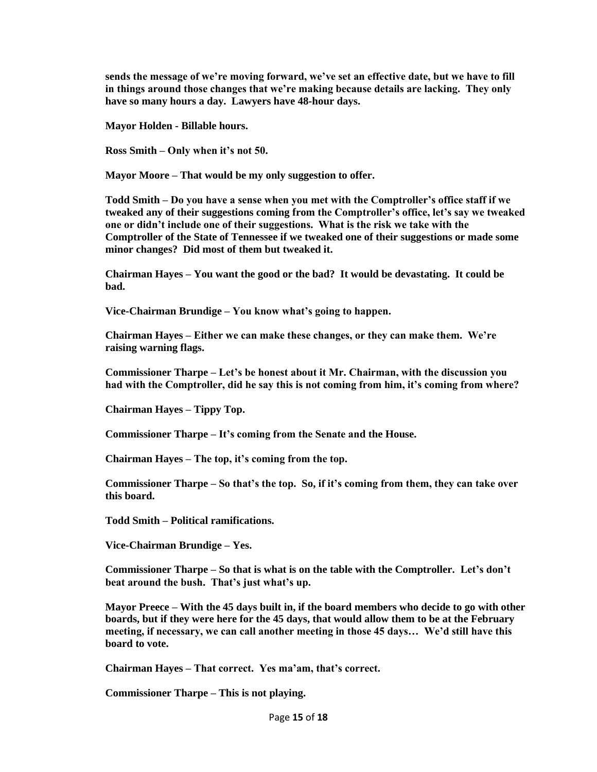**sends the message of we're moving forward, we've set an effective date, but we have to fill in things around those changes that we're making because details are lacking. They only have so many hours a day. Lawyers have 48-hour days.**

**Mayor Holden - Billable hours.**

**Ross Smith – Only when it's not 50.**

**Mayor Moore – That would be my only suggestion to offer.**

**Todd Smith – Do you have a sense when you met with the Comptroller's office staff if we tweaked any of their suggestions coming from the Comptroller's office, let's say we tweaked one or didn't include one of their suggestions. What is the risk we take with the Comptroller of the State of Tennessee if we tweaked one of their suggestions or made some minor changes? Did most of them but tweaked it.**

**Chairman Hayes – You want the good or the bad? It would be devastating. It could be bad.**

**Vice-Chairman Brundige – You know what's going to happen.**

**Chairman Hayes – Either we can make these changes, or they can make them. We're raising warning flags.**

**Commissioner Tharpe – Let's be honest about it Mr. Chairman, with the discussion you had with the Comptroller, did he say this is not coming from him, it's coming from where?**

**Chairman Hayes – Tippy Top.**

**Commissioner Tharpe – It's coming from the Senate and the House.**

**Chairman Hayes – The top, it's coming from the top.**

**Commissioner Tharpe – So that's the top. So, if it's coming from them, they can take over this board.**

**Todd Smith – Political ramifications.**

**Vice-Chairman Brundige – Yes.**

**Commissioner Tharpe – So that is what is on the table with the Comptroller. Let's don't beat around the bush. That's just what's up.**

**Mayor Preece – With the 45 days built in, if the board members who decide to go with other boards, but if they were here for the 45 days, that would allow them to be at the February meeting, if necessary, we can call another meeting in those 45 days… We'd still have this board to vote.**

**Chairman Hayes – That correct. Yes ma'am, that's correct.**

**Commissioner Tharpe – This is not playing.**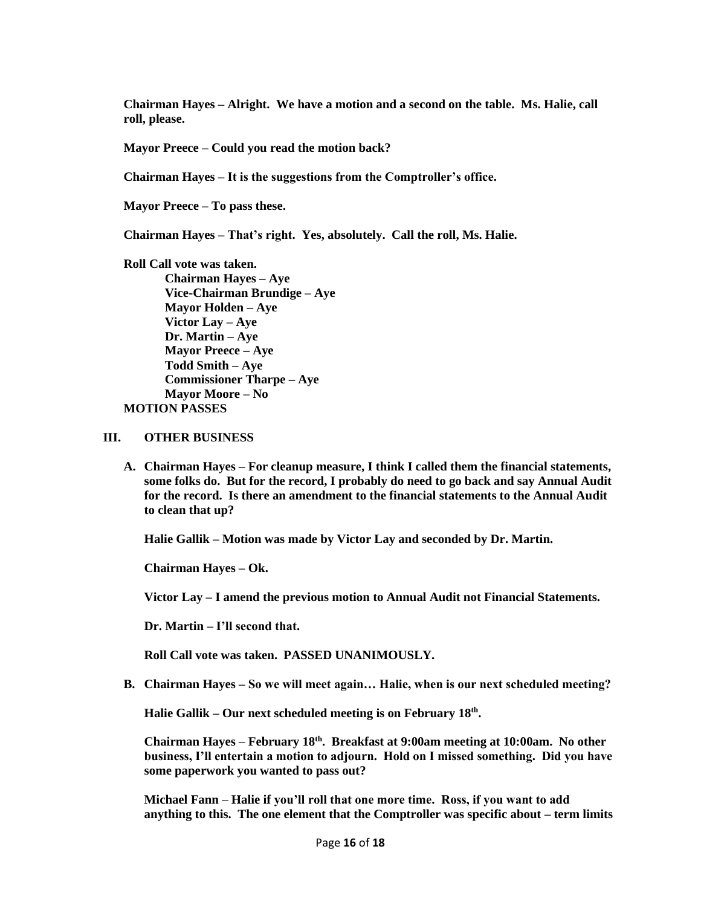**Chairman Hayes – Alright. We have a motion and a second on the table. Ms. Halie, call roll, please.**

**Mayor Preece – Could you read the motion back?**

**Chairman Hayes – It is the suggestions from the Comptroller's office.**

**Mayor Preece – To pass these.**

**Chairman Hayes – That's right. Yes, absolutely. Call the roll, Ms. Halie.**

**Roll Call vote was taken.**

- **Chairman Hayes – Aye**
- **Vice-Chairman Brundige – Aye**
- **Mayor Holden – Aye**
- **Victor Lay – Aye**
- **Dr. Martin – Aye**
- **Mayor Preece – Aye**
- **Todd Smith – Aye**
- **Commissioner Tharpe – Aye**
- **Mayor Moore – No**

**MOTION PASSES**

## III. OTHER BUSINESS

**A. Chairman Hayes – For cleanup measure, I think I called them the financial statements, some folks do. But for the record, I probably do need to go back and say Annual Audit for the record. Is there an amendment to the financial statements to the Annual Audit to clean that up?**

**Halie Gallik – Motion was made by Victor Lay and seconded by Dr. Martin.**

**Chairman Hayes – Ok.**

**Victor Lay – I amend the previous motion to Annual Audit not Financial Statements.**

**Dr. Martin – I'll second that.**

**Roll Call vote was taken. PASSED UNANIMOUSLY.**

**B. Chairman Hayes – So we will meet again… Halie, when is our next scheduled meeting?**

**Halie Gallik – Our next scheduled meeting is on February 18th.**

**Chairman Hayes – February 18th. Breakfast at 9:00am meeting at 10:00am. No other business, I'll entertain a motion to adjourn. Hold on I missed something. Did you have some paperwork you wanted to pass out?**

**Michael Fann – Halie if you'll roll that one more time. Ross, if you want to add anything to this. The one element that the Comptroller was specific about – term limits**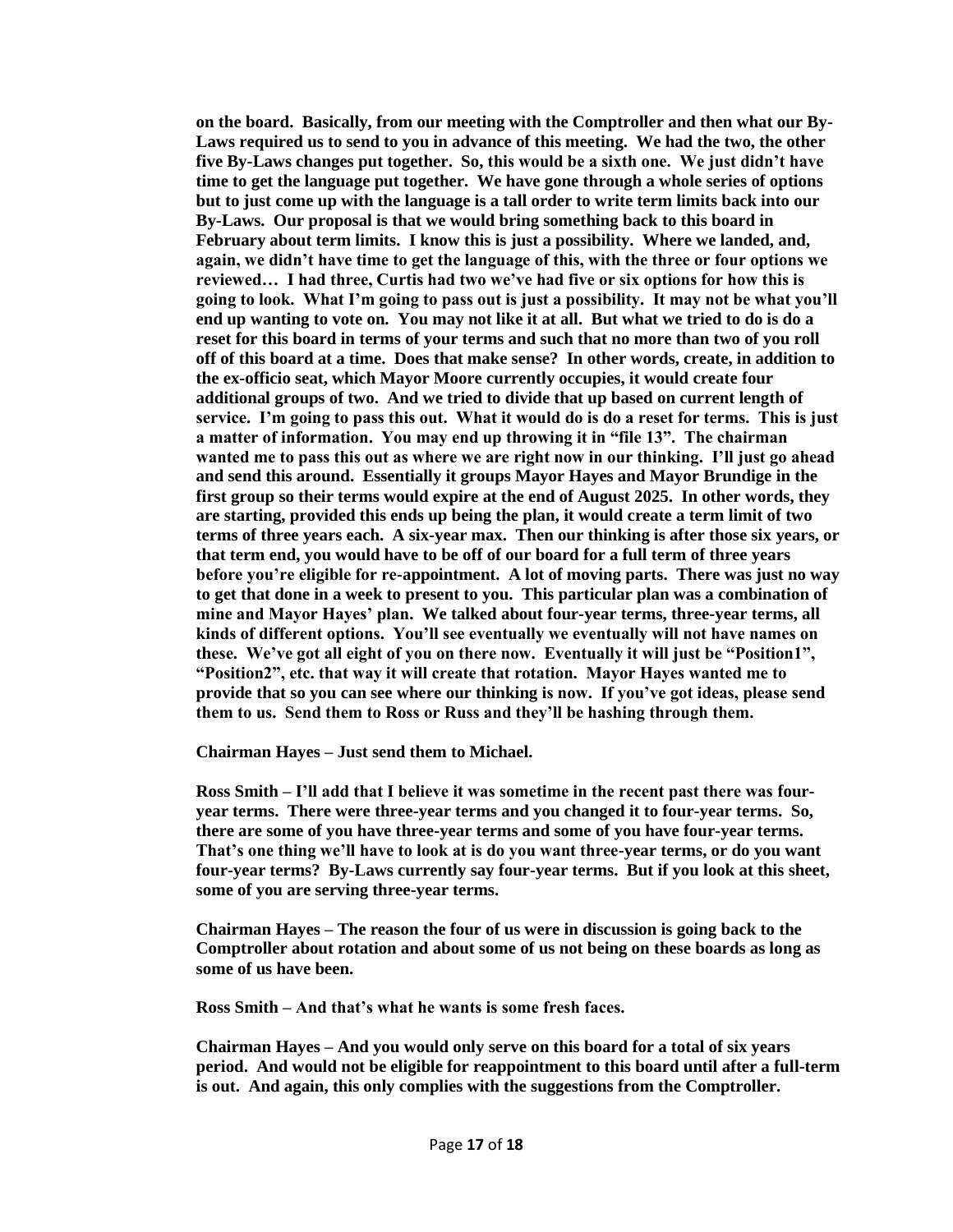**on the board. Basically, from our meeting with the Comptroller and then what our By-Laws required us to send to you in advance of this meeting. We had the two, the other five By-Laws changes put together. So, this would be a sixth one. We just didn't have time to get the language put together. We have gone through a whole series of options but to just come up with the language is a tall order to write term limits back into our By-Laws. Our proposal is that we would bring something back to this board in February about term limits. I know this is just a possibility. Where we landed, and, again, we didn't have time to get the language of this, with the three or four options we reviewed… I had three, Curtis had two we've had five or six options for how this is going to look. What I'm going to pass out is just a possibility. It may not be what you'll end up wanting to vote on. You may not like it at all. But what we tried to do is do a reset for this board in terms of your terms and such that no more than two of you roll off of this board at a time. Does that make sense? In other words, create, in addition to the ex-officio seat, which Mayor Moore currently occupies, it would create four additional groups of two. And we tried to divide that up based on current length of service. I'm going to pass this out. What it would do is do a reset for terms. This is just a matter of information. You may end up throwing it in "file 13". The chairman wanted me to pass this out as where we are right now in our thinking. I'll just go ahead and send this around. Essentially it groups Mayor Hayes and Mayor Brundige in the first group so their terms would expire at the end of August 2025. In other words, they are starting, provided this ends up being the plan, it would create a term limit of two terms of three years each. A six-year max. Then our thinking is after those six years, or that term end, you would have to be off of our board for a full term of three years before you're eligible for re-appointment. A lot of moving parts. There was just no way to get that done in a week to present to you. This particular plan was a combination of mine and Mayor Hayes' plan. We talked about four-year terms, three-year terms, all kinds of different options. You'll see eventually we eventually will not have names on these. We've got all eight of you on there now. Eventually it will just be "Position1", "Position2", etc. that way it will create that rotation. Mayor Hayes wanted me to provide that so you can see where our thinking is now. If you've got ideas, please send them to us. Send them to Ross or Russ and they'll be hashing through them.**

**Chairman Hayes – Just send them to Michael.**

**Ross Smith – I'll add that I believe it was sometime in the recent past there was four-year terms. There were three-year terms and you changed it to four-year terms. So, there are some of you have three-year terms and some of you have four-year terms. That's one thing we'll have to look at is do you want three-year terms, or do you want four-year terms? By-Laws currently say four-year terms. But if you look at this sheet, some of you are serving three-year terms.**

**Chairman Hayes – The reason the four of us were in discussion is going back to the Comptroller about rotation and about some of us not being on these boards as long as some of us have been.**

**Ross Smith – And that's what he wants is some fresh faces.**

**Chairman Hayes – And you would only serve on this board for a total of six years period. And would not be eligible for reappointment to this board until after a full-term is out. And again, this only complies with the suggestions from the Comptroller.**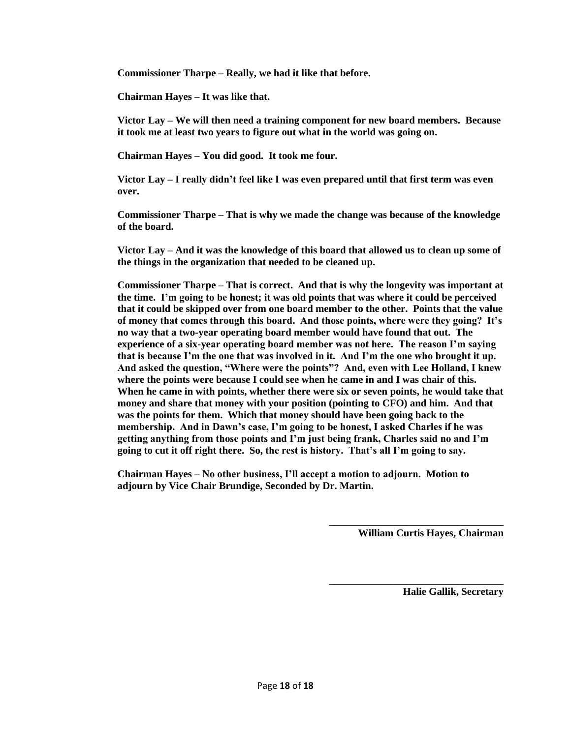**Commissioner Tharpe – Really, we had it like that before.**

**Chairman Hayes – It was like that.**

**Victor Lay – We will then need a training component for new board members. Because it took me at least two years to figure out what in the world was going on.**

**Chairman Hayes – You did good. It took me four.**

**Victor Lay – I really didn't feel like I was even prepared until that first term was even over.**

**Commissioner Tharpe – That is why we made the change was because of the knowledge of the board.**

**Victor Lay – And it was the knowledge of this board that allowed us to clean up some of the things in the organization that needed to be cleaned up.**

**Commissioner Tharpe – That is correct. And that is why the longevity was important at the time. I'm going to be honest; it was old points that was where it could be perceived that it could be skipped over from one board member to the other. Points that the value of money that comes through this board. And those points, where were they going? It's no way that a two-year operating board member would have found that out. The experience of a six-year operating board member was not here. The reason I'm saying that is because I'm the one that was involved in it. And I'm the one who brought it up. And asked the question, "Where were the points"? And, even with Lee Holland, I knew where the points were because I could see when he came in and I was chair of this. When he came in with points, whether there were six or seven points, he would take that money and share that money with your position (pointing to CFO) and him. And that was the points for them. Which that money should have been going back to the membership. And in Dawn's case, I'm going to be honest, I asked Charles if he was getting anything from those points and I'm just being frank, Charles said no and I'm going to cut it off right there. So, the rest is history. That's all I'm going to say.**

**Chairman Hayes – No other business, I'll accept a motion to adjourn. Motion to adjourn by Vice Chair Brundige, Seconded by Dr. Martin.**

\_\_\_\_\_\_\_\_\_\_\_\_\_\_\_\_\_\_\_\_\_\_\_\_\_\_\_\_\_\_\_\_\_\_
**William Curtis Hayes, Chairman**

\_\_\_\_\_\_\_\_\_\_\_\_\_\_\_\_\_\_\_\_\_\_\_\_\_\_\_\_\_\_\_\_\_\_
**Halie Gallik, Secretary**